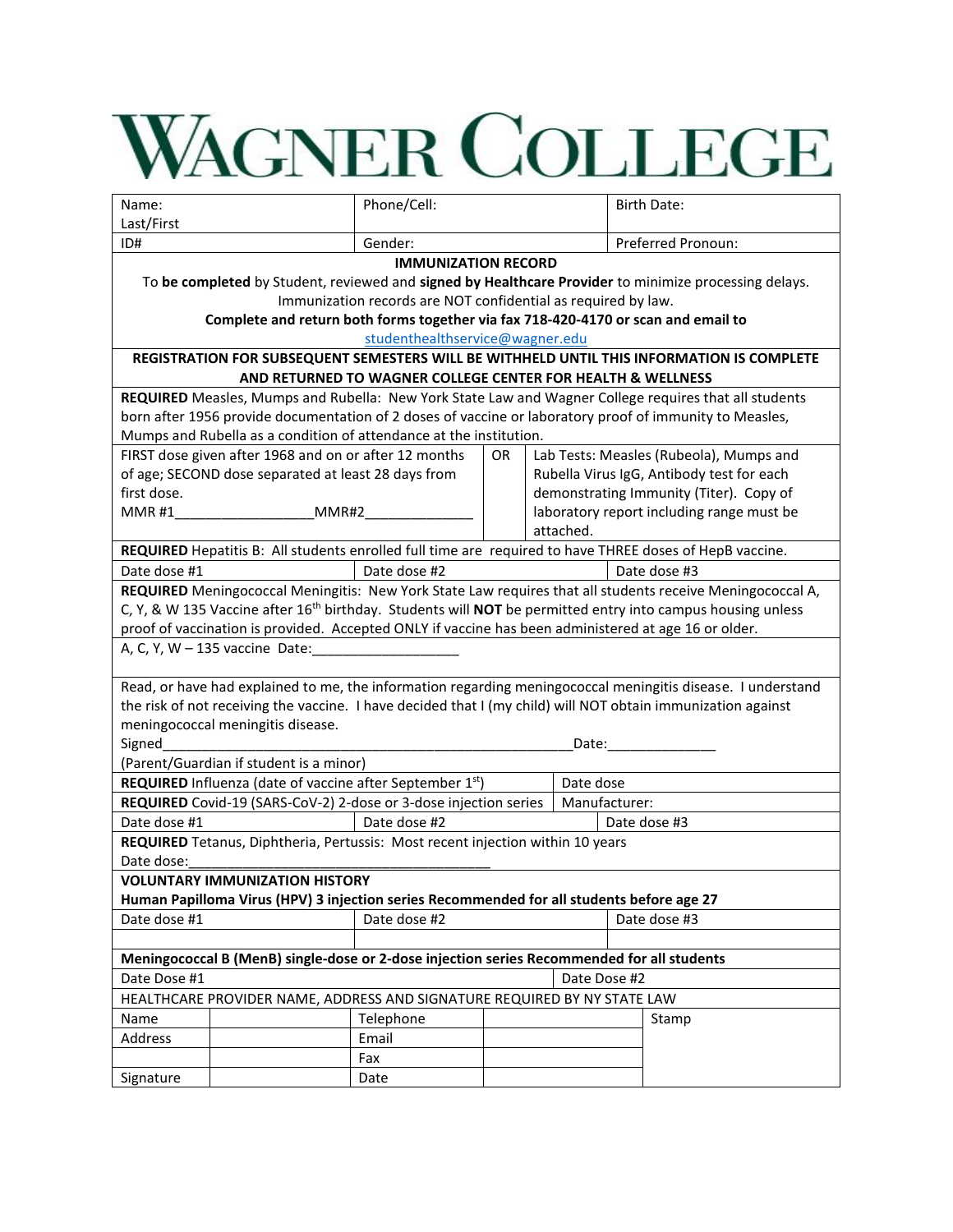# WAGNER COLLEGE

| Name: Last/First | Phone/Cell: | Birth Date: |
|---|---|---|
| ID# | Gender: | Preferred Pronoun: |

**IMMUNIZATION RECORD**

To **be completed** by Student, reviewed and **signed by Healthcare Provider** to minimize processing delays. Immunization records are NOT confidential as required by law.

**Complete and return both forms together via fax 718-420-4170 or scan and email to** studenthealthservice@wagner.edu

**REGISTRATION FOR SUBSEQUENT SEMESTERS WILL BE WITHHELD UNTIL THIS INFORMATION IS COMPLETE AND RETURNED TO WAGNER COLLEGE CENTER FOR HEALTH & WELLNESS**

**REQUIRED** Measles, Mumps and Rubella: New York State Law and Wagner College requires that all students born after 1956 provide documentation of 2 doses of vaccine or laboratory proof of immunity to Measles, Mumps and Rubella as a condition of attendance at the institution.

| FIRST dose given after 1968 and on or after 12 months of age; SECOND dose separated at least 28 days from first dose. MMR #1_________________MMR#2______________ | OR | Lab Tests: Measles (Rubeola), Mumps and Rubella Virus IgG, Antibody test for each demonstrating Immunity (Titer). Copy of laboratory report including range must be attached. |
|---|---|---|

**REQUIRED** Hepatitis B: All students enrolled full time are required to have THREE doses of HepB vaccine.

| Date dose #1 | Date dose #2 | Date dose #3 |
|---|---|---|

**REQUIRED** Meningococcal Meningitis: New York State Law requires that all students receive Meningococcal A, C, Y, & W 135 Vaccine after 16th birthday. Students will **NOT** be permitted entry into campus housing unless proof of vaccination is provided. Accepted ONLY if vaccine has been administered at age 16 or older.

A, C, Y, W – 135 vaccine Date:___________________

Read, or have had explained to me, the information regarding meningococcal meningitis disease. I understand the risk of not receiving the vaccine. I have decided that I (my child) will NOT obtain immunization against meningococcal meningitis disease.

Signed_____________________________________________________Date:_____________

(Parent/Guardian if student is a minor)

| **REQUIRED** Influenza (date of vaccine after September 1st) | Date dose |
|---|---|
| **REQUIRED** Covid-19 (SARS-CoV-2) 2-dose or 3-dose injection series | Manufacturer: |

| Date dose #1 | Date dose #2 | Date dose #3 |
|---|---|---|

**REQUIRED** Tetanus, Diphtheria, Pertussis: Most recent injection within 10 years

Date dose:_______________________________________

**VOLUNTARY IMMUNIZATION HISTORY**

**Human Papilloma Virus (HPV) 3 injection series Recommended for all students before age 27**

| Date dose #1 | Date dose #2 | Date dose #3 |
|---|---|---|
| | | |

**Meningococcal B (MenB) single-dose or 2-dose injection series Recommended for all students**

| Date Dose #1 | Date Dose #2 |
|---|---|

HEALTHCARE PROVIDER NAME, ADDRESS AND SIGNATURE REQUIRED BY NY STATE LAW

| Name | | Telephone | | Stamp |
|---|---|---|---|---|
| Address | | Email | | |
| | | Fax | | |
| Signature | | Date | | |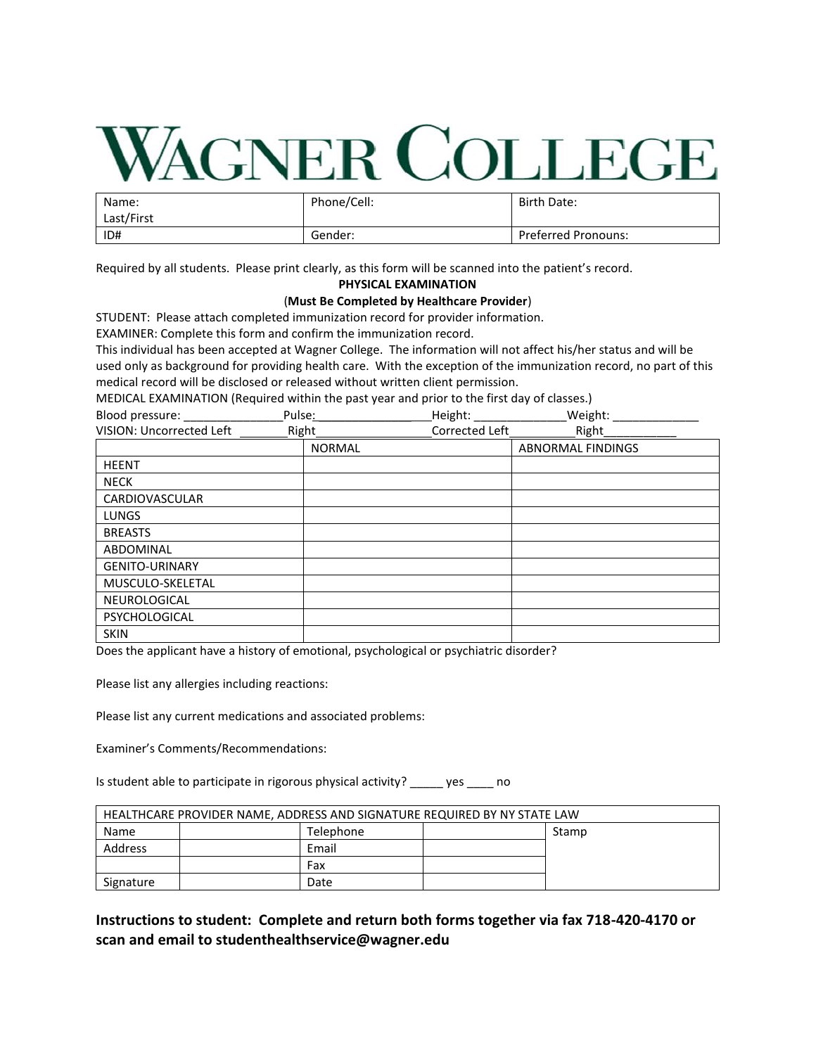# WAGNER COLLEGE

| Name: Last/First | Phone/Cell: | Birth Date: |
|---|---|---|
| ID# | Gender: | Preferred Pronouns: |

Required by all students. Please print clearly, as this form will be scanned into the patient's record.

**PHYSICAL EXAMINATION**

(**Must Be Completed by Healthcare Provider**)

STUDENT: Please attach completed immunization record for provider information.

EXAMINER: Complete this form and confirm the immunization record.

This individual has been accepted at Wagner College. The information will not affect his/her status and will be used only as background for providing health care. With the exception of the immunization record, no part of this medical record will be disclosed or released without written client permission.

MEDICAL EXAMINATION (Required within the past year and prior to the first day of classes.)

Blood pressure: _______________Pulse:________________Height: ______________Weight: _____________

VISION: Uncorrected Left ________Right_________________Corrected Left__________Right___________

| | NORMAL | ABNORMAL FINDINGS |
|---|---|---|
| HEENT | | |
| NECK | | |
| CARDIOVASCULAR | | |
| LUNGS | | |
| BREASTS | | |
| ABDOMINAL | | |
| GENITO-URINARY | | |
| MUSCULO-SKELETAL | | |
| NEUROLOGICAL | | |
| PSYCHOLOGICAL | | |
| SKIN | | |

Does the applicant have a history of emotional, psychological or psychiatric disorder?

Please list any allergies including reactions:

Please list any current medications and associated problems:

Examiner's Comments/Recommendations:

Is student able to participate in rigorous physical activity? _____ yes ____ no

| HEALTHCARE PROVIDER NAME, ADDRESS AND SIGNATURE REQUIRED BY NY STATE LAW | | | | |
|---|---|---|---|---|
| Name | | Telephone | | Stamp |
| Address | | Email | | |
| | | Fax | | |
| Signature | | Date | | |

**Instructions to student: Complete and return both forms together via fax 718-420-4170 or scan and email to studenthealthservice@wagner.edu**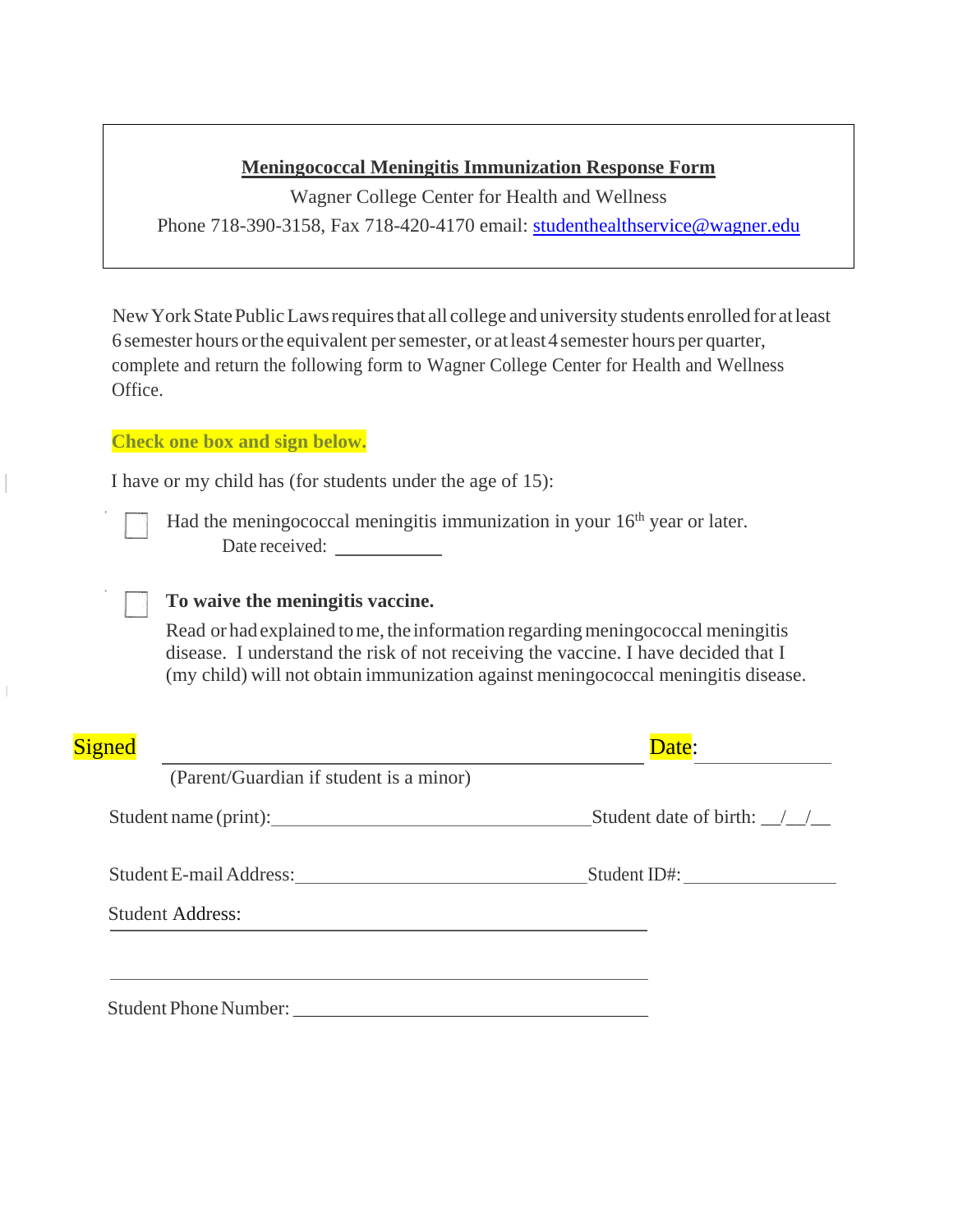**Meningococcal Meningitis Immunization Response Form**

Wagner College Center for Health and Wellness

Phone 718-390-3158, Fax 718-420-4170 email: studenthealthservice@wagner.edu

New York State Public Laws requires that all college and university students enrolled for at least 6 semester hours or the equivalent per semester, or at least 4 semester hours per quarter, complete and return the following form to Wagner College Center for Health and Wellness Office.

**Check one box and sign below.**

I have or my child has (for students under the age of 15):

☐ Had the meningococcal meningitis immunization in your 16th year or later.
Date received: ___________

☐ **To waive the meningitis vaccine.**
Read or had explained to me, the information regarding meningococcal meningitis disease. I understand the risk of not receiving the vaccine. I have decided that I (my child) will not obtain immunization against meningococcal meningitis disease.

Signed ______________________________________ Date: ____________
(Parent/Guardian if student is a minor)

Student name (print):________________________________ Student date of birth: __/__/__

Student E-mail Address:______________________________ Student ID#: _______________

Student Address:
______________________________________________________
______________________________________________________

Student Phone Number: ____________________________________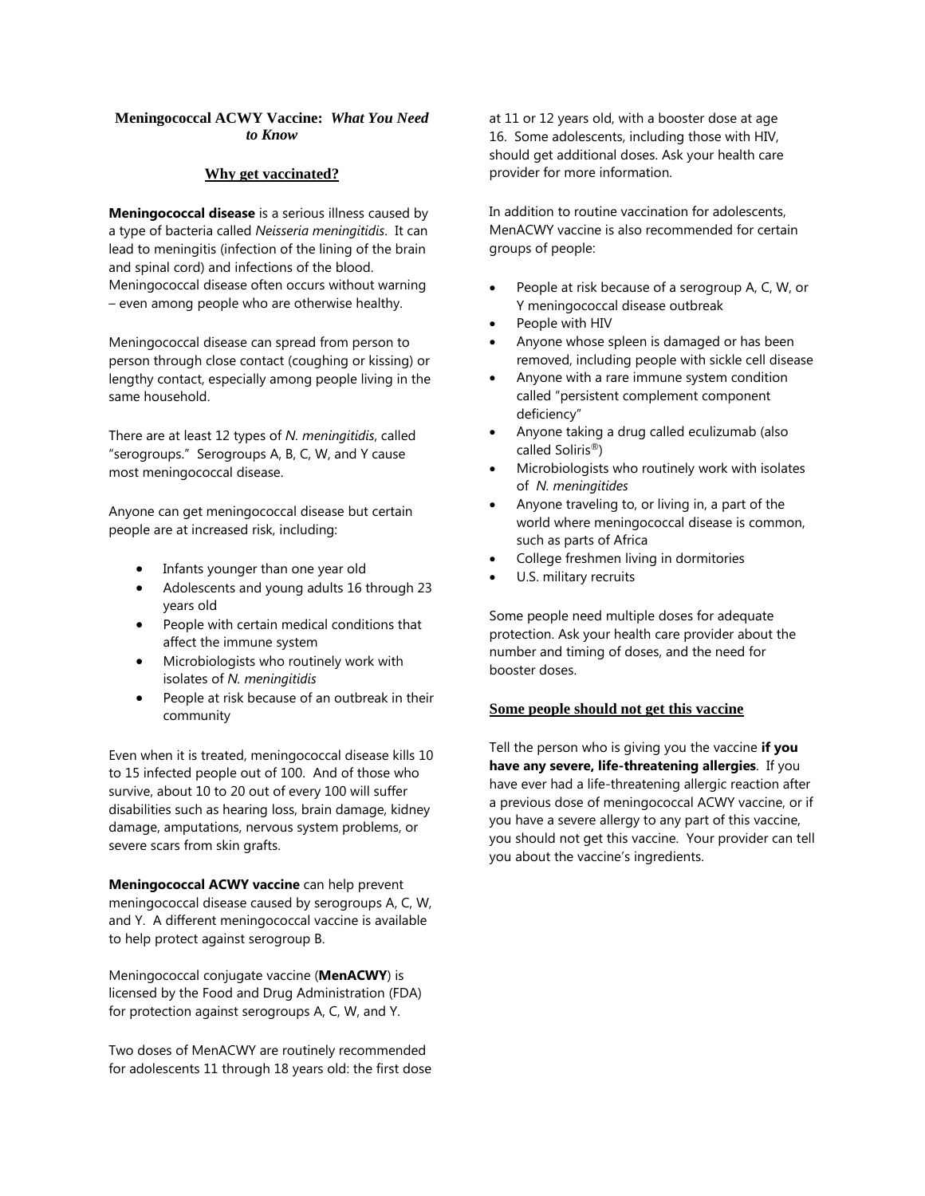## Meningococcal ACWY Vaccine: *What You Need to Know*

### Why get vaccinated?

**Meningococcal disease** is a serious illness caused by a type of bacteria called *Neisseria meningitidis*. It can lead to meningitis (infection of the lining of the brain and spinal cord) and infections of the blood. Meningococcal disease often occurs without warning – even among people who are otherwise healthy.

Meningococcal disease can spread from person to person through close contact (coughing or kissing) or lengthy contact, especially among people living in the same household.

There are at least 12 types of *N. meningitidis*, called "serogroups." Serogroups A, B, C, W, and Y cause most meningococcal disease.

Anyone can get meningococcal disease but certain people are at increased risk, including:

- Infants younger than one year old
- Adolescents and young adults 16 through 23 years old
- People with certain medical conditions that affect the immune system
- Microbiologists who routinely work with isolates of *N. meningitidis*
- People at risk because of an outbreak in their community

Even when it is treated, meningococcal disease kills 10 to 15 infected people out of 100. And of those who survive, about 10 to 20 out of every 100 will suffer disabilities such as hearing loss, brain damage, kidney damage, amputations, nervous system problems, or severe scars from skin grafts.

**Meningococcal ACWY vaccine** can help prevent meningococcal disease caused by serogroups A, C, W, and Y. A different meningococcal vaccine is available to help protect against serogroup B.

Meningococcal conjugate vaccine (**MenACWY**) is licensed by the Food and Drug Administration (FDA) for protection against serogroups A, C, W, and Y.

Two doses of MenACWY are routinely recommended for adolescents 11 through 18 years old: the first dose at 11 or 12 years old, with a booster dose at age 16. Some adolescents, including those with HIV, should get additional doses. Ask your health care provider for more information.

In addition to routine vaccination for adolescents, MenACWY vaccine is also recommended for certain groups of people:

- People at risk because of a serogroup A, C, W, or Y meningococcal disease outbreak
- People with HIV
- Anyone whose spleen is damaged or has been removed, including people with sickle cell disease
- Anyone with a rare immune system condition called "persistent complement component deficiency"
- Anyone taking a drug called eculizumab (also called Soliris®)
- Microbiologists who routinely work with isolates of *N. meningitides*
- Anyone traveling to, or living in, a part of the world where meningococcal disease is common, such as parts of Africa
- College freshmen living in dormitories
- U.S. military recruits

Some people need multiple doses for adequate protection. Ask your health care provider about the number and timing of doses, and the need for booster doses.

### Some people should not get this vaccine

Tell the person who is giving you the vaccine **if you have any severe, life-threatening allergies**. If you have ever had a life-threatening allergic reaction after a previous dose of meningococcal ACWY vaccine, or if you have a severe allergy to any part of this vaccine, you should not get this vaccine. Your provider can tell you about the vaccine's ingredients.